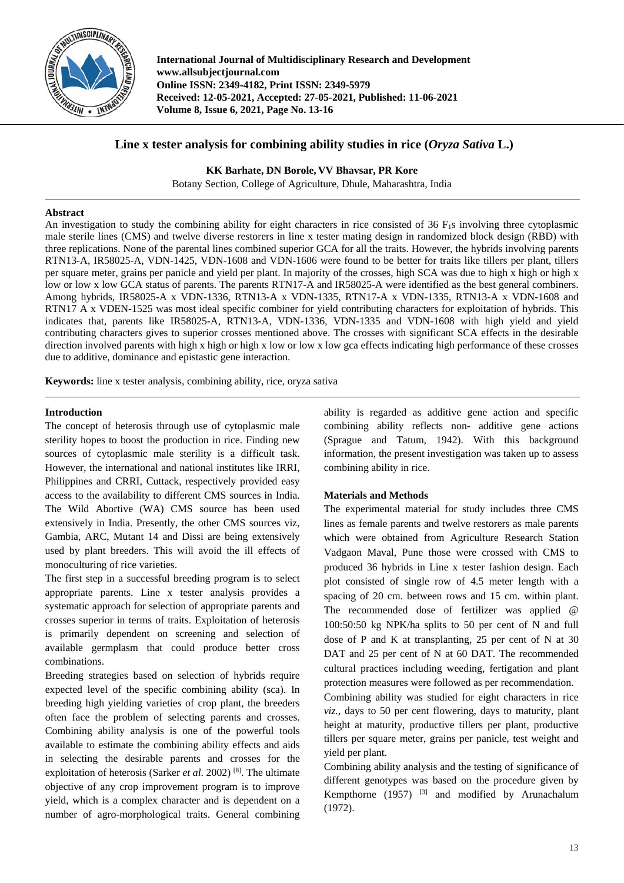# Line x tester analysis for combining ability studies in rice (*Oryza Sativa* L.)

**KK Barhate, DN Borole, VV Bhavsar, PR Kore**

Botany Section, College of Agriculture, Dhule, Maharashtra, India

## Abstract

An investigation to study the combining ability for eight characters in rice consisted of 36 $F_1$s involving three cytoplasmic male sterile lines (CMS) and twelve diverse restorers in line x tester mating design in randomized block design (RBD) with three replications. None of the parental lines combined superior GCA for all the traits. However, the hybrids involving parents RTN13-A, IR58025-A, VDN-1425, VDN-1608 and VDN-1606 were found to be better for traits like tillers per plant, tillers per square meter, grains per panicle and yield per plant. In majority of the crosses, high SCA was due to high x high or high x low or low x low GCA status of parents. The parents RTN17-A and IR58025-A were identified as the best general combiners. Among hybrids, IR58025-A x VDN-1336, RTN13-A x VDN-1335, RTN17-A x VDN-1335, RTN13-A x VDN-1608 and RTN17 A x VDEN-1525 was most ideal specific combiner for yield contributing characters for exploitation of hybrids. This indicates that, parents like IR58025-A, RTN13-A, VDN-1336, VDN-1335 and VDN-1608 with high yield and yield contributing characters gives to superior crosses mentioned above. The crosses with significant SCA effects in the desirable direction involved parents with high x high or high x low or low x low gca effects indicating high performance of these crosses due to additive, dominance and epistastic gene interaction.

**Keywords:** line x tester analysis, combining ability, rice, oryza sativa

## Introduction

The concept of heterosis through use of cytoplasmic male sterility hopes to boost the production in rice. Finding new sources of cytoplasmic male sterility is a difficult task. However, the international and national institutes like IRRI, Philippines and CRRI, Cuttack, respectively provided easy access to the availability to different CMS sources in India. The Wild Abortive (WA) CMS source has been used extensively in India. Presently, the other CMS sources viz, Gambia, ARC, Mutant 14 and Dissi are being extensively used by plant breeders. This will avoid the ill effects of monoculturing of rice varieties.

The first step in a successful breeding program is to select appropriate parents. Line x tester analysis provides a systematic approach for selection of appropriate parents and crosses superior in terms of traits. Exploitation of heterosis is primarily dependent on screening and selection of available germplasm that could produce better cross combinations.

Breeding strategies based on selection of hybrids require expected level of the specific combining ability (sca). In breeding high yielding varieties of crop plant, the breeders often face the problem of selecting parents and crosses. Combining ability analysis is one of the powerful tools available to estimate the combining ability effects and aids in selecting the desirable parents and crosses for the exploitation of heterosis (Sarker *et al*. 2002) [8]. The ultimate objective of any crop improvement program is to improve yield, which is a complex character and is dependent on a number of agro-morphological traits. General combining ability is regarded as additive gene action and specific combining ability reflects non- additive gene actions (Sprague and Tatum, 1942). With this background information, the present investigation was taken up to assess combining ability in rice.

## Materials and Methods

The experimental material for study includes three CMS lines as female parents and twelve restorers as male parents which were obtained from Agriculture Research Station Vadgaon Maval, Pune those were crossed with CMS to produced 36 hybrids in Line x tester fashion design. Each plot consisted of single row of 4.5 meter length with a spacing of 20 cm. between rows and 15 cm. within plant. The recommended dose of fertilizer was applied @ 100:50:50 kg NPK/ha splits to 50 per cent of N and full dose of P and K at transplanting, 25 per cent of N at 30 DAT and 25 per cent of N at 60 DAT. The recommended cultural practices including weeding, fertigation and plant protection measures were followed as per recommendation.

Combining ability was studied for eight characters in rice *viz.*, days to 50 per cent flowering, days to maturity, plant height at maturity, productive tillers per plant, productive tillers per square meter, grains per panicle, test weight and yield per plant.

Combining ability analysis and the testing of significance of different genotypes was based on the procedure given by Kempthorne (1957) [3] and modified by Arunachalum (1972).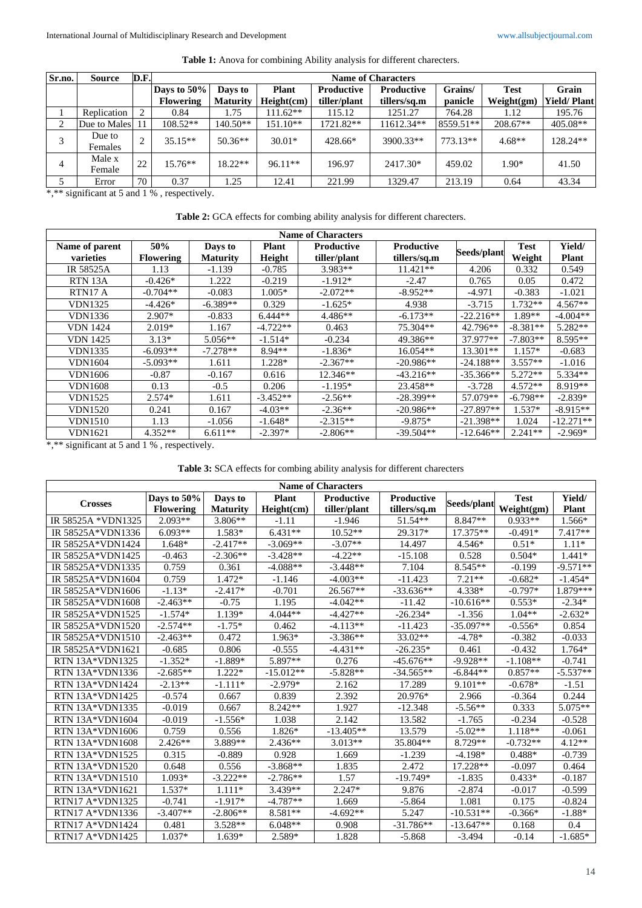**Table 1:** Anova for combining Ability analysis for different charecters.

| Sr.no. | Source | D.F. | Name of Characters | | | | | | | |
|---|---|---|---|---|---|---|---|---|---|---|
| | | | Days to 50% Flowering | Days to Maturity | Plant Height(cm) | Productive tiller/plant | Productive tillers/sq.m | Grains/ panicle | Test Weight(gm) | Grain Yield/ Plant |
| 1 | Replication | 2 | 0.84 | 1.75 | 111.62** | 115.12 | 1251.27 | 764.28 | 1.12 | 195.76 |
| 2 | Due to Males | 11 | 108.52** | 140.50** | 151.10** | 1721.82** | 11612.34** | 8559.51** | 208.67** | 405.08** |
| 3 | Due to Females | 2 | 35.15** | 50.36** | 30.01* | 428.66* | 3900.33** | 773.13** | 4.68** | 128.24** |
| 4 | Male x Female | 22 | 15.76** | 18.22** | 96.11** | 196.97 | 2417.30* | 459.02 | 1.90* | 41.50 |
| 5 | Error | 70 | 0.37 | 1.25 | 12.41 | 221.99 | 1329.47 | 213.19 | 0.64 | 43.34 |

*,** significant at 5 and 1 %, respectively.

**Table 2:** GCA effects for combing ability analysis for different charecters.

| Name of parent varieties | 50% Flowering | Days to Maturity | Plant Height | Productive tiller/plant | Productive tillers/sq.m | Seeds/plant | Test Weight | Yield/ Plant |
|---|---|---|---|---|---|---|---|---|
| IR 58525A | 1.13 | -1.139 | -0.785 | 3.983** | 11.421** | 4.206 | 0.332 | 0.549 |
| RTN 13A | -0.426* | 1.222 | -0.219 | -1.912* | -2.47 | 0.765 | 0.05 | 0.472 |
| RTN17 A | -0.704** | -0.083 | 1.005* | -2.072** | -8.952** | -4.971 | -0.383 | -1.021 |
| VDN1325 | -4.426* | -6.389** | 0.329 | -1.625* | 4.938 | -3.715 | 1.732** | 4.567** |
| VDN1336 | 2.907* | -0.833 | 6.444** | 4.486** | -6.173** | -22.216** | 1.89** | -4.004** |
| VDN 1424 | 2.019* | 1.167 | -4.722** | 0.463 | 75.304** | 42.796** | -8.381** | 5.282** |
| VDN 1425 | 3.13* | 5.056** | -1.514* | -0.234 | 49.386** | 37.977** | -7.803** | 8.595** |
| VDN1335 | -6.093** | -7.278** | 8.94** | -1.836* | 16.054** | 13.301** | 1.157* | -0.683 |
| VDN1604 | -5.093** | 1.611 | 1.228* | -2.367** | -20.986** | -24.188** | 3.557** | -1.016 |
| VDN1606 | -0.87 | -0.167 | 0.616 | 12.346** | -43.216** | -35.366** | 5.272** | 5.334** |
| VDN1608 | 0.13 | -0.5 | 0.206 | -1.195* | 23.458** | -3.728 | 4.572** | 8.919** |
| VDN1525 | 2.574* | 1.611 | -3.452** | -2.56** | -28.399** | 57.079** | -6.798** | -2.839* |
| VDN1520 | 0.241 | 0.167 | -4.03** | -2.36** | -20.986** | -27.897** | 1.537* | -8.915** |
| VDN1510 | 1.13 | -1.056 | -1.648* | -2.315** | -9.875* | -21.398** | 1.024 | -12.271** |
| VDN1621 | 4.352** | 6.611** | -2.397* | -2.806** | -39.504** | -12.646** | 2.241** | -2.969* |

*,** significant at 5 and 1 %, respectively.

**Table 3:** SCA effects for combing ability analysis for different charecters

| Crosses | Days to 50% Flowering | Days to Maturity | Plant Height(cm) | Productive tiller/plant | Productive tillers/sq.m | Seeds/plant | Test Weight(gm) | Yield/ Plant |
|---|---|---|---|---|---|---|---|---|
| IR 58525A *VDN1325 | 2.093** | 3.806** | -1.11 | -1.946 | 51.54** | 8.847** | 0.933** | 1.566* |
| IR 58525A*VDN1336 | 6.093** | 1.583* | 6.431** | 10.52** | 29.317* | 17.375** | -0.491* | 7.417** |
| IR 58525A*VDN1424 | 1.648* | -2.417** | -3.069** | -3.07** | 14.497 | 4.546* | 0.51* | 1.11* |
| IR 58525A*VDN1425 | -0.463 | -2.306** | -3.428** | -4.22** | -15.108 | 0.528 | 0.504* | 1.441* |
| IR 58525A*VDN1335 | 0.759 | 0.361 | -4.088** | -3.448** | 7.104 | 8.545** | -0.199 | -9.571** |
| IR 58525A*VDN1604 | 0.759 | 1.472* | -1.146 | -4.003** | -11.423 | 7.21** | -0.682* | -1.454* |
| IR 58525A*VDN1606 | -1.13* | -2.417* | -0.701 | 26.567** | -33.636** | 4.338* | -0.797* | 1.879*** |
| IR 58525A*VDN1608 | -2.463** | -0.75 | 1.195 | -4.042** | -11.42 | -10.616** | 0.553* | -2.34* |
| IR 58525A*VDN1525 | -1.574* | 1.139* | 4.044** | -4.427** | -26.234* | -1.356 | 1.04** | -2.632* |
| IR 58525A*VDN1520 | -2.574** | -1.75* | 0.462 | -4.113** | -11.423 | -35.097** | -0.556* | 0.854 |
| IR 58525A*VDN1510 | -2.463** | 0.472 | 1.963* | -3.386** | 33.02** | -4.78* | -0.382 | -0.033 |
| IR 58525A*VDN1621 | -0.685 | 0.806 | -0.555 | -4.431** | -26.235* | 0.461 | -0.432 | 1.764* |
| RTN 13A*VDN1325 | -1.352* | -1.889* | 5.897** | 0.276 | -45.676** | -9.928** | -1.108** | -0.741 |
| RTN 13A*VDN1336 | -2.685** | 1.222* | -15.012** | -5.828** | -34.565** | -6.844** | 0.857** | -5.537** |
| RTN 13A*VDN1424 | -2.13** | -1.111* | -2.979* | 2.162 | 17.289 | 9.101** | -0.678* | -1.51 |
| RTN 13A*VDN1425 | -0.574 | 0.667 | 0.839 | 2.392 | 20.976* | 2.966 | -0.364 | 0.244 |
| RTN 13A*VDN1335 | -0.019 | 0.667 | 8.242** | 1.927 | -12.348 | -5.56** | 0.333 | 5.075** |
| RTN 13A*VDN1604 | -0.019 | -1.556* | 1.038 | 2.142 | 13.582 | -1.765 | -0.234 | -0.528 |
| RTN 13A*VDN1606 | 0.759 | 0.556 | 1.826* | -13.405** | 13.579 | -5.02** | 1.118** | -0.061 |
| RTN 13A*VDN1608 | 2.426** | 3.889** | 2.436** | 3.013** | 35.804** | 8.729** | -0.732** | 4.12** |
| RTN 13A*VDN1525 | 0.315 | -0.889 | 0.928 | 1.669 | -1.239 | -4.198* | 0.488* | -0.739 |
| RTN 13A*VDN1520 | 0.648 | 0.556 | -3.868** | 1.835 | 2.472 | 17.228** | -0.097 | 0.464 |
| RTN 13A*VDN1510 | 1.093* | -3.222** | -2.786** | 1.57 | -19.749* | -1.835 | 0.433* | -0.187 |
| RTN 13A*VDN1621 | 1.537* | 1.111* | 3.439** | 2.247* | 9.876 | -2.874 | -0.017 | -0.599 |
| RTN17 A*VDN1325 | -0.741 | -1.917* | -4.787** | 1.669 | -5.864 | 1.081 | 0.175 | -0.824 |
| RTN17 A*VDN1336 | -3.407** | -2.806** | 8.581** | -4.692** | 5.247 | -10.531** | -0.366* | -1.88* |
| RTN17 A*VDN1424 | 0.481 | 3.528** | 6.048** | 0.908 | -31.786** | -13.647** | 0.168 | 0.4 |
| RTN17 A*VDN1425 | 1.037* | 1.639* | 2.589* | 1.828 | -5.868 | -3.494 | -0.14 | -1.685* |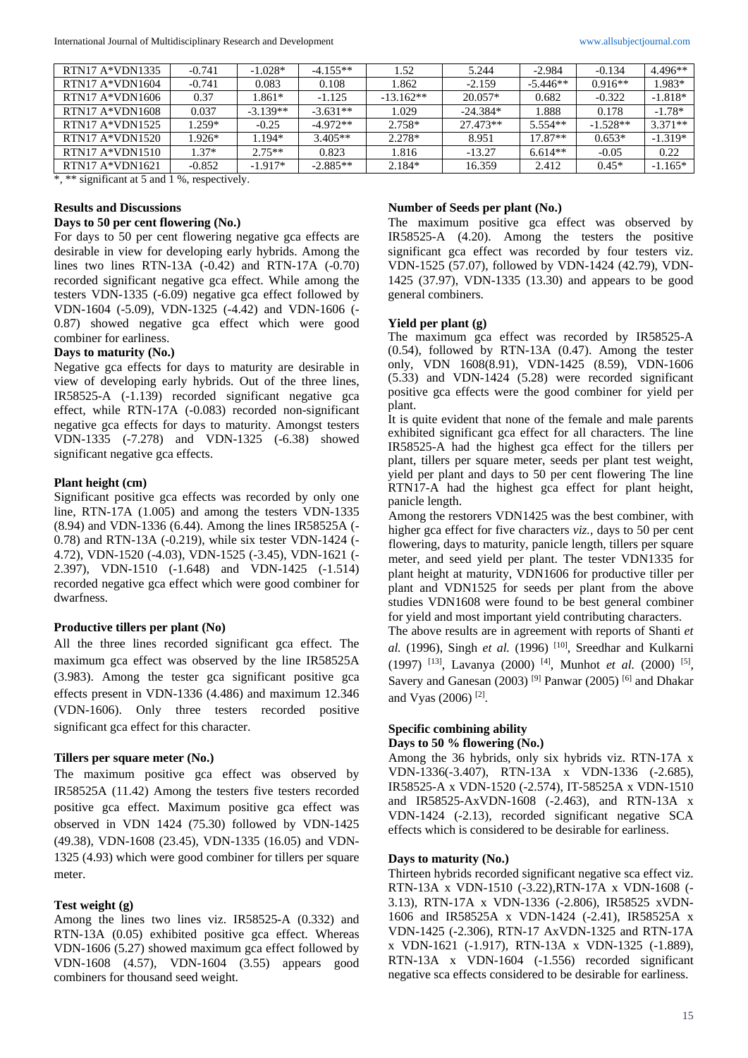| RTN17 A*VDN1335 | -0.741 | -1.028* | -4.155** | 1.52 | 5.244 | -2.984 | -0.134 | 4.496** |
|---|---|---|---|---|---|---|---|---|
| RTN17 A*VDN1604 | -0.741 | 0.083 | 0.108 | 1.862 | -2.159 | -5.446** | 0.916** | 1.983* |
| RTN17 A*VDN1606 | 0.37 | 1.861* | -1.125 | -13.162** | 20.057* | 0.682 | -0.322 | -1.818* |
| RTN17 A*VDN1608 | 0.037 | -3.139** | -3.631** | 1.029 | -24.384* | 1.888 | 0.178 | -1.78* |
| RTN17 A*VDN1525 | 1.259* | -0.25 | -4.972** | 2.758* | 27.473** | 5.554** | -1.528** | 3.371** |
| RTN17 A*VDN1520 | 1.926* | 1.194* | 3.405** | 2.278* | 8.951 | 17.87** | 0.653* | -1.319* |
| RTN17 A*VDN1510 | 1.37* | 2.75** | 0.823 | 1.816 | -13.27 | 6.614** | -0.05 | 0.22 |
| RTN17 A*VDN1621 | -0.852 | -1.917* | -2.885** | 2.184* | 16.359 | 2.412 | 0.45* | -1.165* |

*, ** significant at 5 and 1 %, respectively.

## Results and Discussions

### Days to 50 per cent flowering (No.)

For days to 50 per cent flowering negative gca effects are desirable in view for developing early hybrids. Among the lines two lines RTN-13A (-0.42) and RTN-17A (-0.70) recorded significant negative gca effect. While among the testers VDN-1335 (-6.09) negative gca effect followed by VDN-1604 (-5.09), VDN-1325 (-4.42) and VDN-1606 (-0.87) showed negative gca effect which were good combiner for earliness.

### Days to maturity (No.)

Negative gca effects for days to maturity are desirable in view of developing early hybrids. Out of the three lines, IR58525-A (-1.139) recorded significant negative gca effect, while RTN-17A (-0.083) recorded non-significant negative gca effects for days to maturity. Amongst testers VDN-1335 (-7.278) and VDN-1325 (-6.38) showed significant negative gca effects.

### Plant height (cm)

Significant positive gca effects was recorded by only one line, RTN-17A (1.005) and among the testers VDN-1335 (8.94) and VDN-1336 (6.44). Among the lines IR58525A (-0.78) and RTN-13A (-0.219), while six tester VDN-1424 (-4.72), VDN-1520 (-4.03), VDN-1525 (-3.45), VDN-1621 (-2.397), VDN-1510 (-1.648) and VDN-1425 (-1.514) recorded negative gca effect which were good combiner for dwarfness.

### Productive tillers per plant (No)

All the three lines recorded significant gca effect. The maximum gca effect was observed by the line IR58525A (3.983). Among the tester gca significant positive gca effects present in VDN-1336 (4.486) and maximum 12.346 (VDN-1606). Only three testers recorded positive significant gca effect for this character.

### Tillers per square meter (No.)

The maximum positive gca effect was observed by IR58525A (11.42) Among the testers five testers recorded positive gca effect. Maximum positive gca effect was observed in VDN 1424 (75.30) followed by VDN-1425 (49.38), VDN-1608 (23.45), VDN-1335 (16.05) and VDN-1325 (4.93) which were good combiner for tillers per square meter.

### Test weight (g)

Among the lines two lines viz. IR58525-A (0.332) and RTN-13A (0.05) exhibited positive gca effect. Whereas VDN-1606 (5.27) showed maximum gca effect followed by VDN-1608 (4.57), VDN-1604 (3.55) appears good combiners for thousand seed weight.

### Number of Seeds per plant (No.)

The maximum positive gca effect was observed by IR58525-A (4.20). Among the testers the positive significant gca effect was recorded by four testers viz. VDN-1525 (57.07), followed by VDN-1424 (42.79), VDN-1425 (37.97), VDN-1335 (13.30) and appears to be good general combiners.

### Yield per plant (g)

The maximum gca effect was recorded by IR58525-A (0.54), followed by RTN-13A (0.47). Among the tester only, VDN 1608(8.91), VDN-1425 (8.59), VDN-1606 (5.33) and VDN-1424 (5.28) were recorded significant positive gca effects were the good combiner for yield per plant.

It is quite evident that none of the female and male parents exhibited significant gca effect for all characters. The line IR58525-A had the highest gca effect for the tillers per plant, tillers per square meter, seeds per plant test weight, yield per plant and days to 50 per cent flowering The line RTN17-A had the highest gca effect for plant height, panicle length.

Among the restorers VDN1425 was the best combiner, with higher gca effect for five characters *viz.*, days to 50 per cent flowering, days to maturity, panicle length, tillers per square meter, and seed yield per plant. The tester VDN1335 for plant height at maturity, VDN1606 for productive tiller per plant and VDN1525 for seeds per plant from the above studies VDN1608 were found to be best general combiner for yield and most important yield contributing characters.

The above results are in agreement with reports of Shanti *et al.* (1996), Singh *et al.* (1996) [10], Sreedhar and Kulkarni (1997) [13], Lavanya (2000) [4], Munhot *et al.* (2000) [5], Savery and Ganesan (2003) [9] Panwar (2005) [6] and Dhakar and Vyas (2006) [2].

## Specific combining ability

### Days to 50 % flowering (No.)

Among the 36 hybrids, only six hybrids viz. RTN-17A x VDN-1336(-3.407), RTN-13A x VDN-1336 (-2.685), IR58525-A x VDN-1520 (-2.574), IT-58525A x VDN-1510 and IR58525-AxVDN-1608 (-2.463), and RTN-13A x VDN-1424 (-2.13), recorded significant negative SCA effects which is considered to be desirable for earliness.

### Days to maturity (No.)

Thirteen hybrids recorded significant negative sca effect viz. RTN-13A x VDN-1510 (-3.22),RTN-17A x VDN-1608 (-3.13), RTN-17A x VDN-1336 (-2.806), IR58525 xVDN-1606 and IR58525A x VDN-1424 (-2.41), IR58525A x VDN-1425 (-2.306), RTN-17 AxVDN-1325 and RTN-17A x VDN-1621 (-1.917), RTN-13A x VDN-1325 (-1.889), RTN-13A x VDN-1604 (-1.556) recorded significant negative sca effects considered to be desirable for earliness.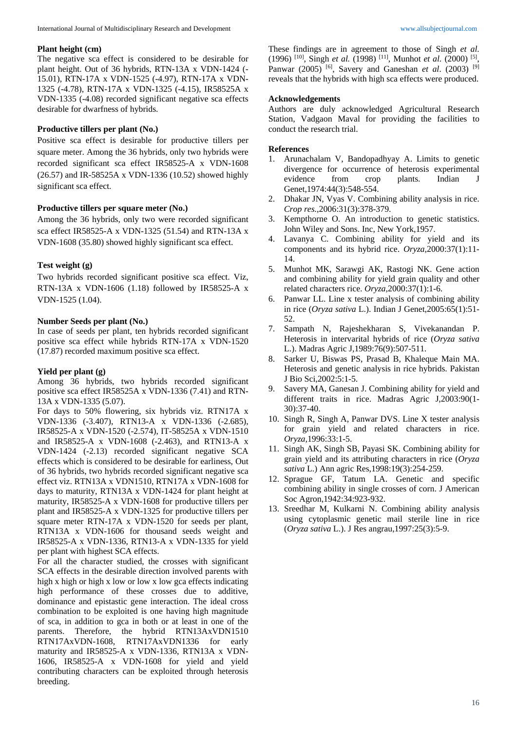### Plant height (cm)

The negative sca effect is considered to be desirable for plant height. Out of 36 hybrids, RTN-13A x VDN-1424 (-15.01), RTN-17A x VDN-1525 (-4.97), RTN-17A x VDN-1325 (-4.78), RTN-17A x VDN-1325 (-4.15), IR58525A x VDN-1335 (-4.08) recorded significant negative sca effects desirable for dwarfness of hybrids.

### Productive tillers per plant (No.)

Positive sca effect is desirable for productive tillers per square meter. Among the 36 hybrids, only two hybrids were recorded significant sca effect IR58525-A x VDN-1608 (26.57) and IR-58525A x VDN-1336 (10.52) showed highly significant sca effect.

### Productive tillers per square meter (No.)

Among the 36 hybrids, only two were recorded significant sca effect IR58525-A x VDN-1325 (51.54) and RTN-13A x VDN-1608 (35.80) showed highly significant sca effect.

### Test weight (g)

Two hybrids recorded significant positive sca effect. Viz, RTN-13A x VDN-1606 (1.18) followed by IR58525-A x VDN-1525 (1.04).

### Number Seeds per plant (No.)

In case of seeds per plant, ten hybrids recorded significant positive sca effect while hybrids RTN-17A x VDN-1520 (17.87) recorded maximum positive sca effect.

### Yield per plant (g)

Among 36 hybrids, two hybrids recorded significant positive sca effect IR58525A x VDN-1336 (7.41) and RTN-13A x VDN-1335 (5.07).

For days to 50% flowering, six hybrids viz. RTN17A x VDN-1336 (-3.407), RTN13-A x VDN-1336 (-2.685), IR58525-A x VDN-1520 (-2.574), IT-58525A x VDN-1510 and IR58525-A x VDN-1608 (-2.463), and RTN13-A x VDN-1424 (-2.13) recorded significant negative SCA effects which is considered to be desirable for earliness, Out of 36 hybrids, two hybrids recorded significant negative sca effect viz. RTN13A x VDN1510, RTN17A x VDN-1608 for days to maturity, RTN13A x VDN-1424 for plant height at maturity, IR58525-A x VDN-1608 for productive tillers per plant and IR58525-A x VDN-1325 for productive tillers per square meter RTN-17A x VDN-1520 for seeds per plant, RTN13A x VDN-1606 for thousand seeds weight and IR58525-A x VDN-1336, RTN13-A x VDN-1335 for yield per plant with highest SCA effects.

For all the character studied, the crosses with significant SCA effects in the desirable direction involved parents with high x high or high x low or low x low gca effects indicating high performance of these crosses due to additive, dominance and epistatic gene interaction. The ideal cross combination to be exploited is one having high magnitude of sca, in addition to gca in both or at least in one of the parents. Therefore, the hybrid RTN13AxVDN1510 RTN17AxVDN-1608, RTN17AxVDN1336 for early maturity and IR58525-A x VDN-1336, RTN13A x VDN-1606, IR58525-A x VDN-1608 for yield and yield contributing characters can be exploited through heterosis breeding.

These findings are in agreement to those of Singh *et al.* (1996) [10], Singh *et al.* (1998) [11], Munhot *et al.* (2000) [5], Panwar (2005) [6], Savery and Ganeshan *et al*. (2003) [9] reveals that the hybrids with high sca effects were produced.

### Acknowledgements

Authors are duly acknowledged Agricultural Research Station, Vadgaon Maval for providing the facilities to conduct the research trial.

### References

1. Arunachalam V, Bandopadhyay A. Limits to genetic divergence for occurrence of heterosis experimental evidence from crop plants. Indian J Genet,1974:44(3):548-554.
2. Dhakar JN, Vyas V. Combining ability analysis in rice. *Crop res.*,2006:31(3):378-379.
3. Kempthorne O. An introduction to genetic statistics. John Wiley and Sons. Inc, New York,1957.
4. Lavanya C. Combining ability for yield and its components and its hybrid rice. *Oryza*,2000:37(1):11-14.
5. Munhot MK, Sarawgi AK, Rastogi NK. Gene action and combining ability for yield grain quality and other related characters rice. *Oryza*,2000:37(1):1-6.
6. Panwar LL. Line x tester analysis of combining ability in rice (*Oryza sativa* L.). Indian J Genet,2005:65(1):51-52.
7. Sampath N, Rajeshekharan S, Vivekanandan P. Heterosis in intervarital hybrids of rice (*Oryza sativa* L.). Madras Agric J,1989:76(9):507-511.
8. Sarker U, Biswas PS, Prasad B, Khaleque Main MA. Heterosis and genetic analysis in rice hybrids. Pakistan J Bio Sci,2002:5:1-5.
9. Savery MA, Ganesan J. Combining ability for yield and different traits in rice. Madras Agric J,2003:90(1-30):37-40.
10. Singh R, Singh A, Panwar DVS. Line X tester analysis for grain yield and related characters in rice. *Oryza*,1996:33:1-5.
11. Singh AK, Singh SB, Payasi SK. Combining ability for grain yield and its attributing characters in rice (*Oryza sativa* L.) Ann agric Res,1998:19(3):254-259.
12. Sprague GF, Tatum LA. Genetic and specific combining ability in single crosses of corn. J American Soc Agron,1942:34:923-932.
13. Sreedhar M, Kulkarni N. Combining ability analysis using cytoplasmic genetic mail sterile line in rice (*Oryza sativa* L.). J Res angrau,1997:25(3):5-9.